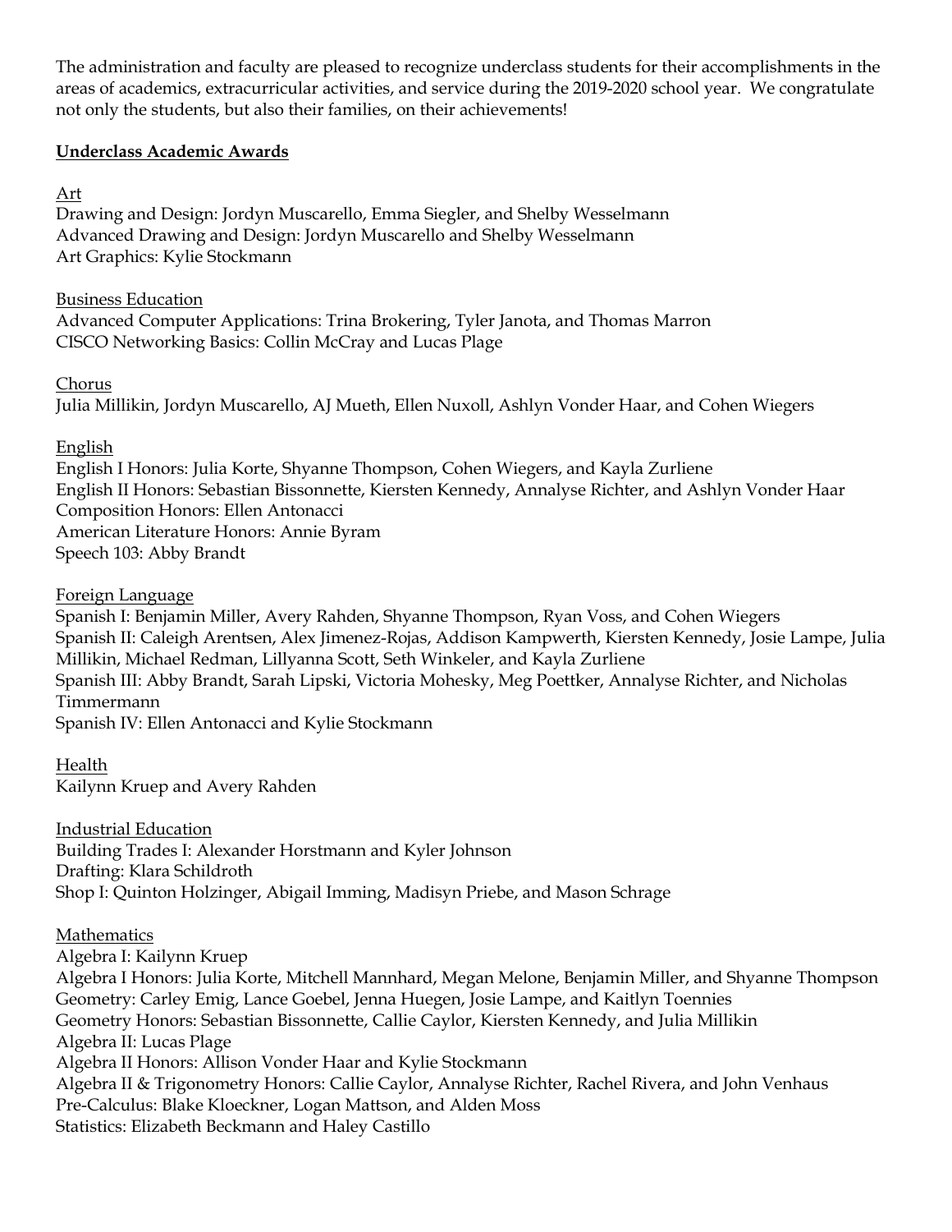The administration and faculty are pleased to recognize underclass students for their accomplishments in the areas of academics, extracurricular activities, and service during the 2019-2020 school year. We congratulate not only the students, but also their families, on their achievements!

## Underclass Academic Awards

### Art

Drawing and Design: Jordyn Muscarello, Emma Siegler, and Shelby Wesselmann
Advanced Drawing and Design: Jordyn Muscarello and Shelby Wesselmann
Art Graphics: Kylie Stockmann

### Business Education

Advanced Computer Applications: Trina Brokering, Tyler Janota, and Thomas Marron
CISCO Networking Basics: Collin McCray and Lucas Plage

### Chorus

Julia Millikin, Jordyn Muscarello, AJ Mueth, Ellen Nuxoll, Ashlyn Vonder Haar, and Cohen Wiegers

### English

English I Honors: Julia Korte, Shyanne Thompson, Cohen Wiegers, and Kayla Zurliene
English II Honors: Sebastian Bissonnette, Kiersten Kennedy, Annalyse Richter, and Ashlyn Vonder Haar
Composition Honors: Ellen Antonacci
American Literature Honors: Annie Byram
Speech 103: Abby Brandt

### Foreign Language

Spanish I: Benjamin Miller, Avery Rahden, Shyanne Thompson, Ryan Voss, and Cohen Wiegers
Spanish II: Caleigh Arentsen, Alex Jimenez-Rojas, Addison Kampwerth, Kiersten Kennedy, Josie Lampe, Julia Millikin, Michael Redman, Lillyanna Scott, Seth Winkeler, and Kayla Zurliene
Spanish III: Abby Brandt, Sarah Lipski, Victoria Mohesky, Meg Poettker, Annalyse Richter, and Nicholas Timmermann
Spanish IV: Ellen Antonacci and Kylie Stockmann

### Health

Kailynn Kruep and Avery Rahden

### Industrial Education

Building Trades I: Alexander Horstmann and Kyler Johnson
Drafting: Klara Schildroth
Shop I: Quinton Holzinger, Abigail Imming, Madisyn Priebe, and Mason Schrage

### Mathematics

Algebra I: Kailynn Kruep
Algebra I Honors: Julia Korte, Mitchell Mannhard, Megan Melone, Benjamin Miller, and Shyanne Thompson
Geometry: Carley Emig, Lance Goebel, Jenna Huegen, Josie Lampe, and Kaitlyn Toennies
Geometry Honors: Sebastian Bissonnette, Callie Caylor, Kiersten Kennedy, and Julia Millikin
Algebra II: Lucas Plage
Algebra II Honors: Allison Vonder Haar and Kylie Stockmann
Algebra II & Trigonometry Honors: Callie Caylor, Annalyse Richter, Rachel Rivera, and John Venhaus
Pre-Calculus: Blake Kloeckner, Logan Mattson, and Alden Moss
Statistics: Elizabeth Beckmann and Haley Castillo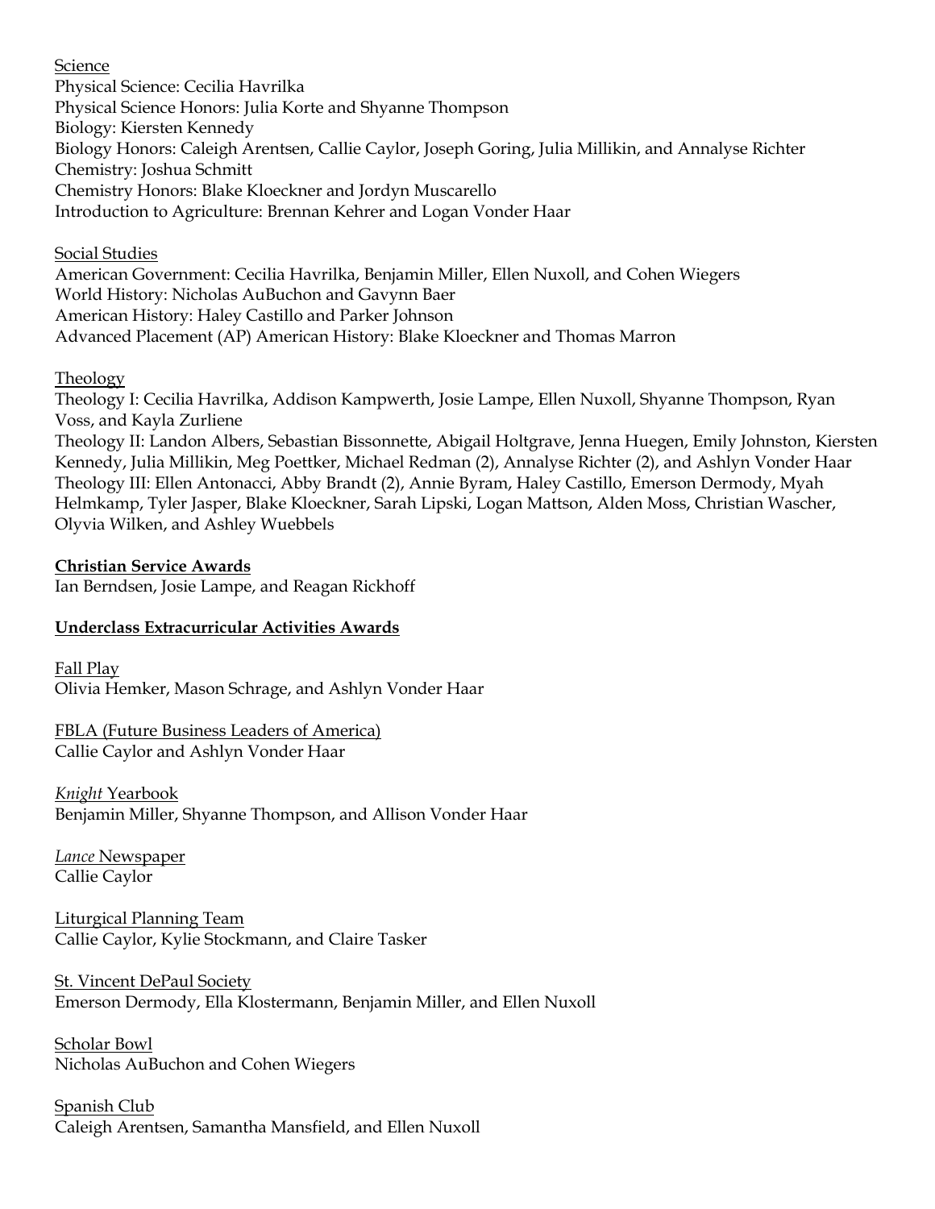Science

Physical Science: Cecilia Havrilka
Physical Science Honors: Julia Korte and Shyanne Thompson
Biology: Kiersten Kennedy
Biology Honors: Caleigh Arentsen, Callie Caylor, Joseph Goring, Julia Millikin, and Annalyse Richter
Chemistry: Joshua Schmitt
Chemistry Honors: Blake Kloeckner and Jordyn Muscarello
Introduction to Agriculture: Brennan Kehrer and Logan Vonder Haar

Social Studies

American Government: Cecilia Havrilka, Benjamin Miller, Ellen Nuxoll, and Cohen Wiegers
World History: Nicholas AuBuchon and Gavynn Baer
American History: Haley Castillo and Parker Johnson
Advanced Placement (AP) American History: Blake Kloeckner and Thomas Marron

Theology

Theology I: Cecilia Havrilka, Addison Kampwerth, Josie Lampe, Ellen Nuxoll, Shyanne Thompson, Ryan Voss, and Kayla Zurliene
Theology II: Landon Albers, Sebastian Bissonnette, Abigail Holtgrave, Jenna Huegen, Emily Johnston, Kiersten Kennedy, Julia Millikin, Meg Poettker, Michael Redman (2), Annalyse Richter (2), and Ashlyn Vonder Haar
Theology III: Ellen Antonacci, Abby Brandt (2), Annie Byram, Haley Castillo, Emerson Dermody, Myah Helmkamp, Tyler Jasper, Blake Kloeckner, Sarah Lipski, Logan Mattson, Alden Moss, Christian Wascher, Olyvia Wilken, and Ashley Wuebbels

**Christian Service Awards**

Ian Berndsen, Josie Lampe, and Reagan Rickhoff

**Underclass Extracurricular Activities Awards**

Fall Play

Olivia Hemker, Mason Schrage, and Ashlyn Vonder Haar

FBLA (Future Business Leaders of America)

Callie Caylor and Ashlyn Vonder Haar

*Knight* Yearbook

Benjamin Miller, Shyanne Thompson, and Allison Vonder Haar

*Lance* Newspaper

Callie Caylor

Liturgical Planning Team

Callie Caylor, Kylie Stockmann, and Claire Tasker

St. Vincent DePaul Society

Emerson Dermody, Ella Klostermann, Benjamin Miller, and Ellen Nuxoll

Scholar Bowl

Nicholas AuBuchon and Cohen Wiegers

Spanish Club

Caleigh Arentsen, Samantha Mansfield, and Ellen Nuxoll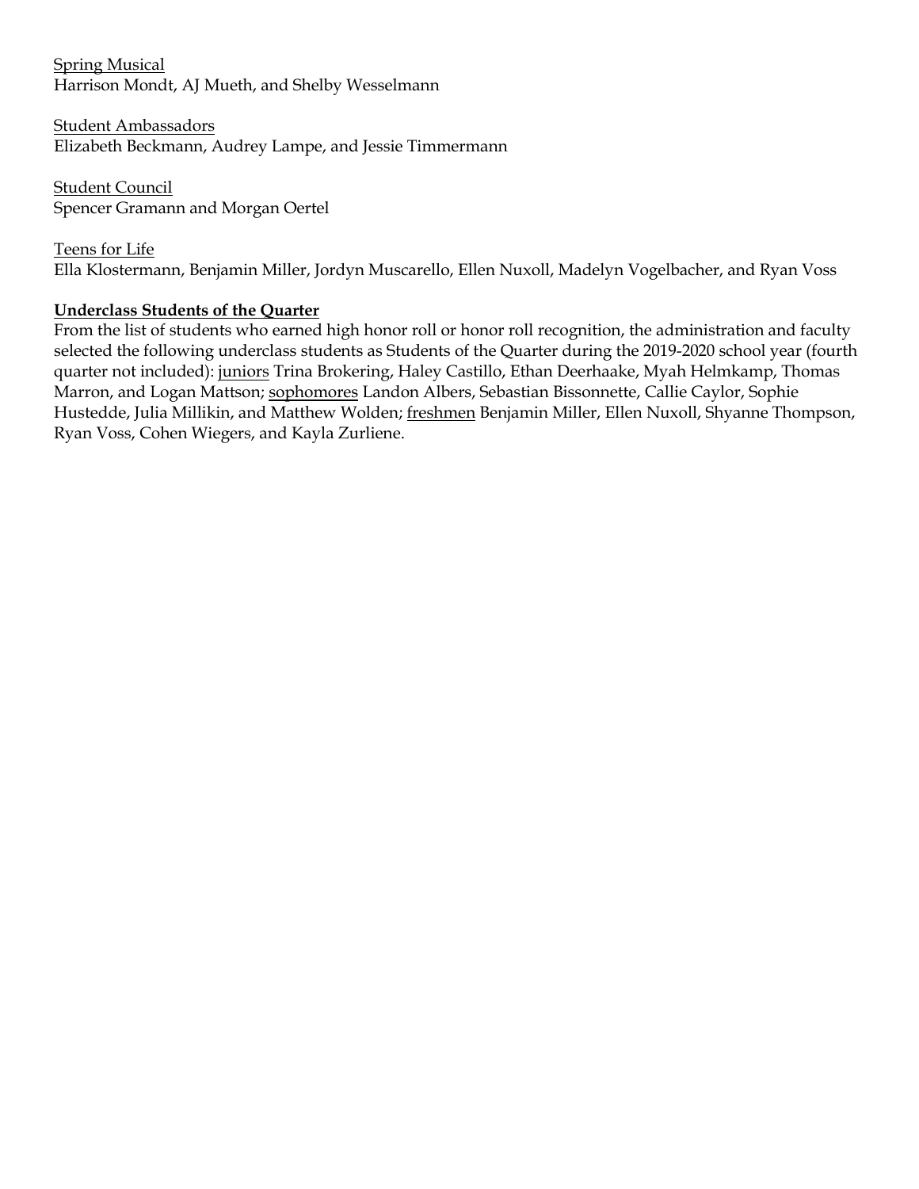<u>Spring Musical</u>
Harrison Mondt, AJ Mueth, and Shelby Wesselmann

<u>Student Ambassadors</u>
Elizabeth Beckmann, Audrey Lampe, and Jessie Timmermann

<u>Student Council</u>
Spencer Gramann and Morgan Oertel

<u>Teens for Life</u>
Ella Klostermann, Benjamin Miller, Jordyn Muscarello, Ellen Nuxoll, Madelyn Vogelbacher, and Ryan Voss

**<u>Underclass Students of the Quarter</u>**

From the list of students who earned high honor roll or honor roll recognition, the administration and faculty selected the following underclass students as Students of the Quarter during the 2019-2020 school year (fourth quarter not included): <u>juniors</u> Trina Brokering, Haley Castillo, Ethan Deerhaake, Myah Helmkamp, Thomas Marron, and Logan Mattson; <u>sophomores</u> Landon Albers, Sebastian Bissonnette, Callie Caylor, Sophie Hustedde, Julia Millikin, and Matthew Wolden; <u>freshmen</u> Benjamin Miller, Ellen Nuxoll, Shyanne Thompson, Ryan Voss, Cohen Wiegers, and Kayla Zurliene.